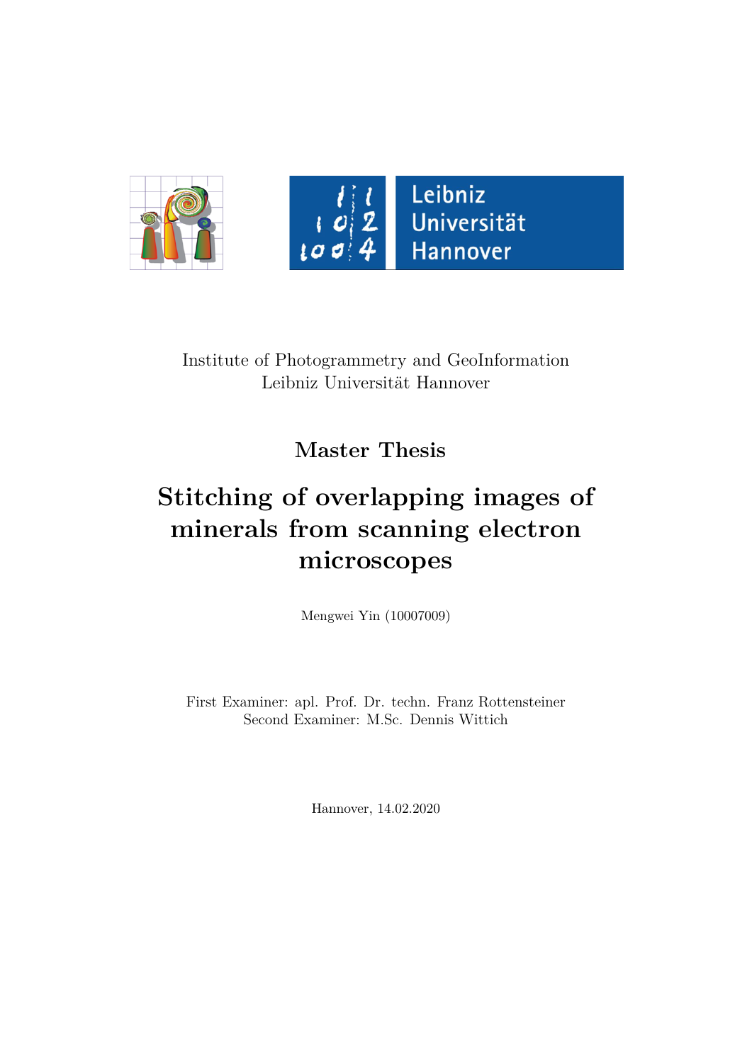Institute of Photogrammetry and GeoInformation
Leibniz Universität Hannover

## Master Thesis

# Stitching of overlapping images of minerals from scanning electron microscopes

Mengwei Yin (10007009)

First Examiner: apl. Prof. Dr. techn. Franz Rottensteiner
Second Examiner: M.Sc. Dennis Wittich

Hannover, 14.02.2020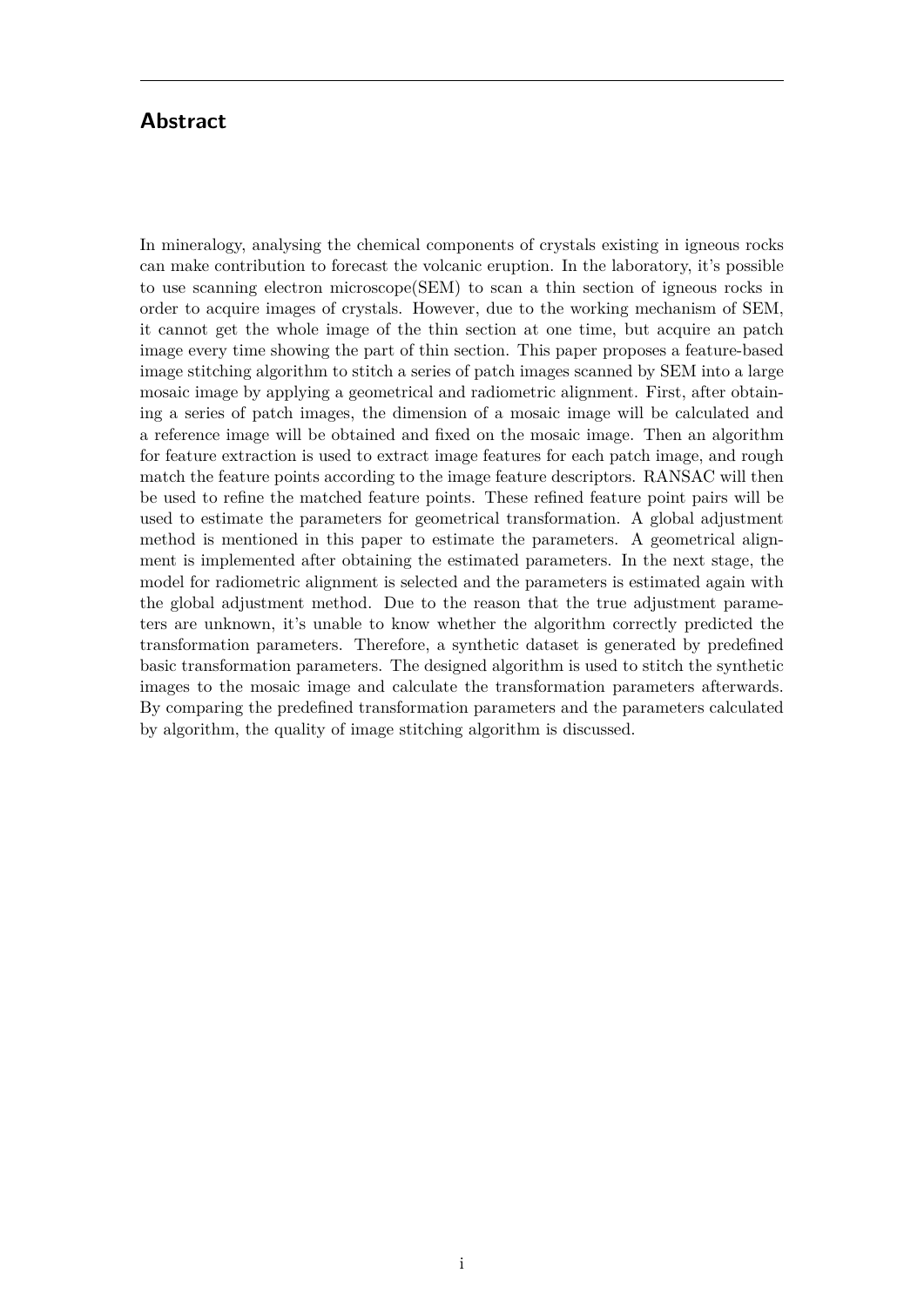## Abstract

In mineralogy, analysing the chemical components of crystals existing in igneous rocks can make contribution to forecast the volcanic eruption. In the laboratory, it's possible to use scanning electron microscope(SEM) to scan a thin section of igneous rocks in order to acquire images of crystals. However, due to the working mechanism of SEM, it cannot get the whole image of the thin section at one time, but acquire an patch image every time showing the part of thin section. This paper proposes a feature-based image stitching algorithm to stitch a series of patch images scanned by SEM into a large mosaic image by applying a geometrical and radiometric alignment. First, after obtaining a series of patch images, the dimension of a mosaic image will be calculated and a reference image will be obtained and fixed on the mosaic image. Then an algorithm for feature extraction is used to extract image features for each patch image, and rough match the feature points according to the image feature descriptors. RANSAC will then be used to refine the matched feature points. These refined feature point pairs will be used to estimate the parameters for geometrical transformation. A global adjustment method is mentioned in this paper to estimate the parameters. A geometrical alignment is implemented after obtaining the estimated parameters. In the next stage, the model for radiometric alignment is selected and the parameters is estimated again with the global adjustment method. Due to the reason that the true adjustment parameters are unknown, it's unable to know whether the algorithm correctly predicted the transformation parameters. Therefore, a synthetic dataset is generated by predefined basic transformation parameters. The designed algorithm is used to stitch the synthetic images to the mosaic image and calculate the transformation parameters afterwards. By comparing the predefined transformation parameters and the parameters calculated by algorithm, the quality of image stitching algorithm is discussed.